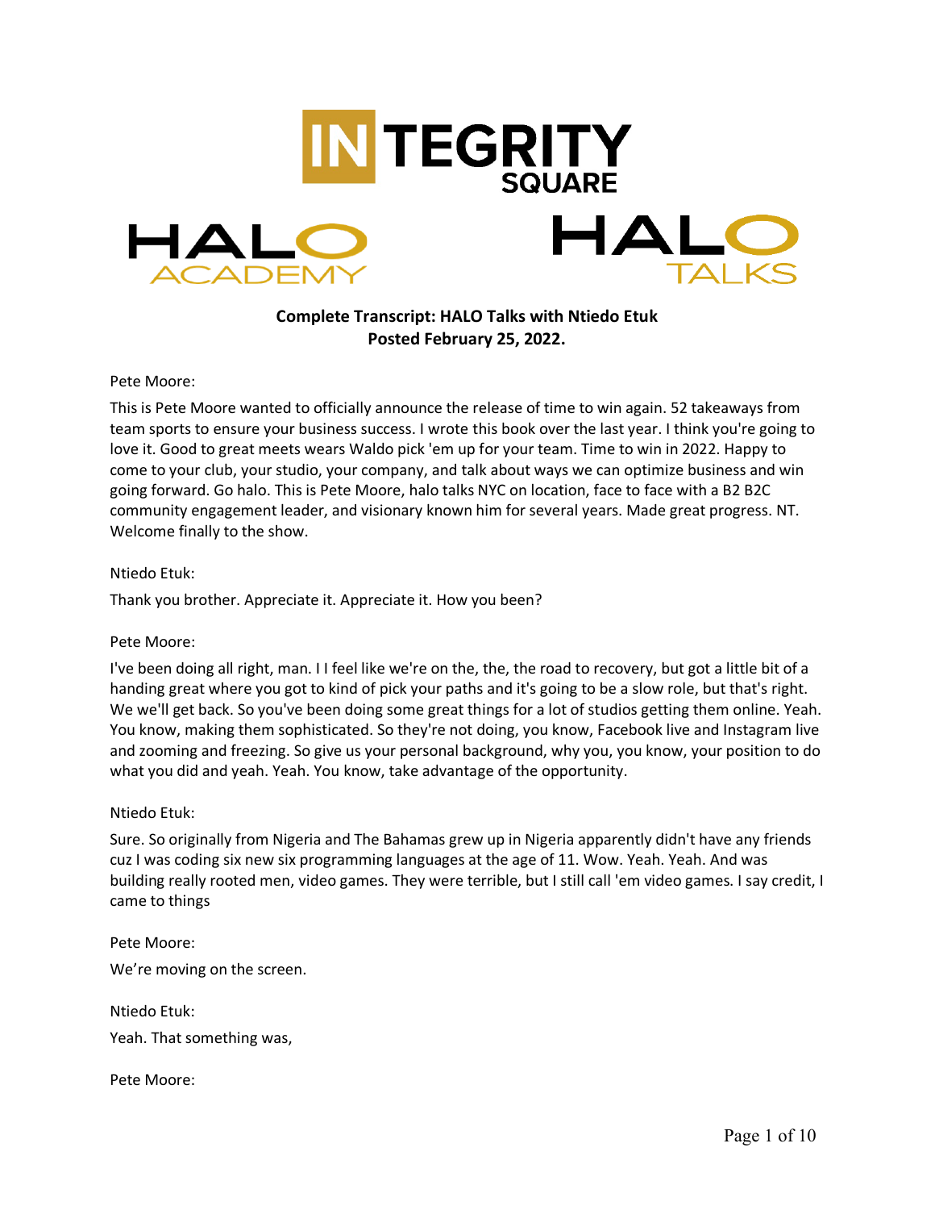**Complete Transcript: HALO Talks with Ntiedo Etuk**
**Posted February 25, 2022.**

Pete Moore:

This is Pete Moore wanted to officially announce the release of time to win again. 52 takeaways from team sports to ensure your business success. I wrote this book over the last year. I think you're going to love it. Good to great meets wears Waldo pick 'em up for your team. Time to win in 2022. Happy to come to your club, your studio, your company, and talk about ways we can optimize business and win going forward. Go halo. This is Pete Moore, halo talks NYC on location, face to face with a B2 B2C community engagement leader, and visionary known him for several years. Made great progress. NT. Welcome finally to the show.

Ntiedo Etuk:

Thank you brother. Appreciate it. Appreciate it. How you been?

Pete Moore:

I've been doing all right, man. I I feel like we're on the, the, the road to recovery, but got a little bit of a handing great where you got to kind of pick your paths and it's going to be a slow role, but that's right. We we'll get back. So you've been doing some great things for a lot of studios getting them online. Yeah. You know, making them sophisticated. So they're not doing, you know, Facebook live and Instagram live and zooming and freezing. So give us your personal background, why you, you know, your position to do what you did and yeah. Yeah. You know, take advantage of the opportunity.

Ntiedo Etuk:

Sure. So originally from Nigeria and The Bahamas grew up in Nigeria apparently didn't have any friends cuz I was coding six new six programming languages at the age of 11. Wow. Yeah. Yeah. And was building really rooted men, video games. They were terrible, but I still call 'em video games. I say credit, I came to things

Pete Moore:

We're moving on the screen.

Ntiedo Etuk:

Yeah. That something was,

Pete Moore: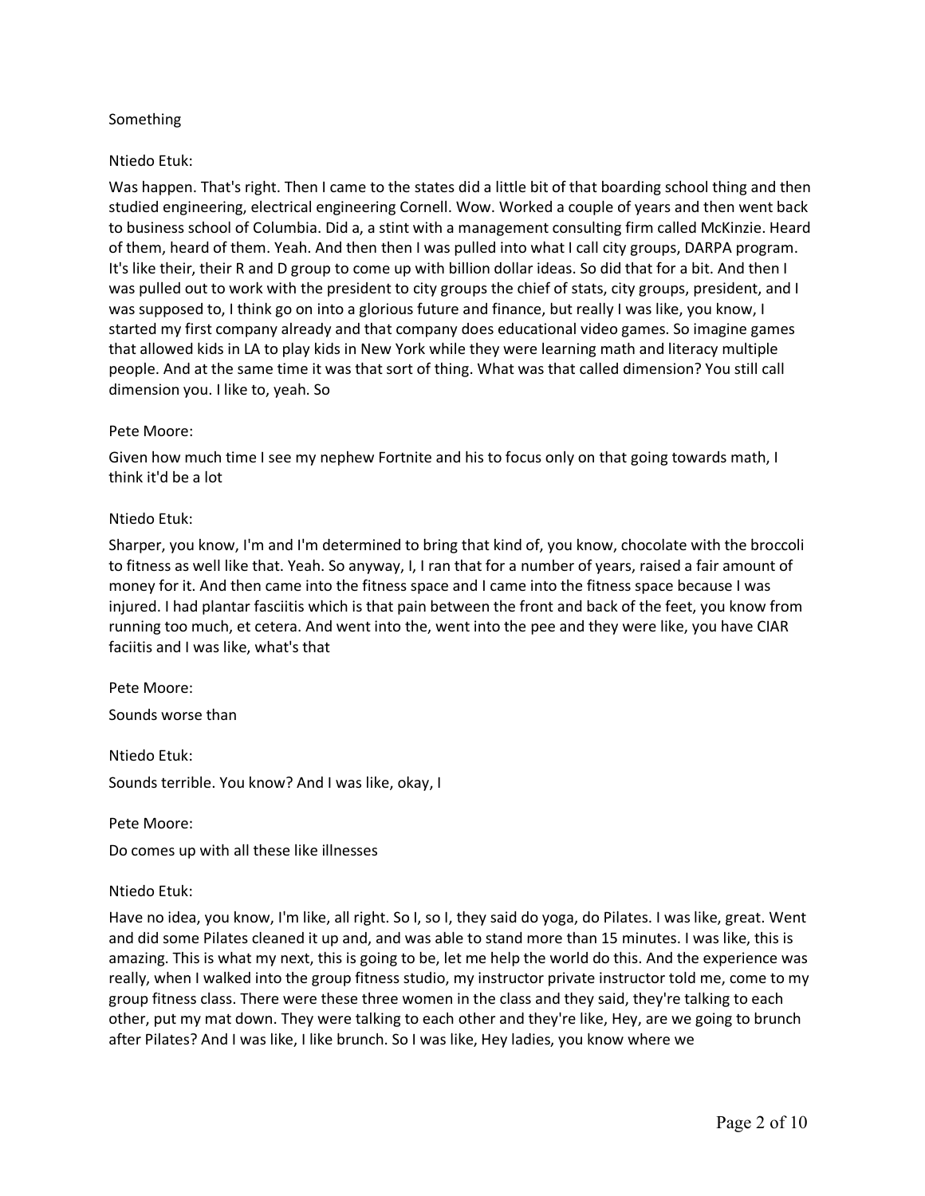Something

Ntiedo Etuk:

Was happen. That's right. Then I came to the states did a little bit of that boarding school thing and then studied engineering, electrical engineering Cornell. Wow. Worked a couple of years and then went back to business school of Columbia. Did a, a stint with a management consulting firm called McKinzie. Heard of them, heard of them. Yeah. And then then I was pulled into what I call city groups, DARPA program. It's like their, their R and D group to come up with billion dollar ideas. So did that for a bit. And then I was pulled out to work with the president to city groups the chief of stats, city groups, president, and I was supposed to, I think go on into a glorious future and finance, but really I was like, you know, I started my first company already and that company does educational video games. So imagine games that allowed kids in LA to play kids in New York while they were learning math and literacy multiple people. And at the same time it was that sort of thing. What was that called dimension? You still call dimension you. I like to, yeah. So

Pete Moore:

Given how much time I see my nephew Fortnite and his to focus only on that going towards math, I think it'd be a lot

Ntiedo Etuk:

Sharper, you know, I'm and I'm determined to bring that kind of, you know, chocolate with the broccoli to fitness as well like that. Yeah. So anyway, I, I ran that for a number of years, raised a fair amount of money for it. And then came into the fitness space and I came into the fitness space because I was injured. I had plantar fasciitis which is that pain between the front and back of the feet, you know from running too much, et cetera. And went into the, went into the pee and they were like, you have CIAR faciitis and I was like, what's that

Pete Moore:

Sounds worse than

Ntiedo Etuk:

Sounds terrible. You know? And I was like, okay, I

Pete Moore:

Do comes up with all these like illnesses

Ntiedo Etuk:

Have no idea, you know, I'm like, all right. So I, so I, they said do yoga, do Pilates. I was like, great. Went and did some Pilates cleaned it up and, and was able to stand more than 15 minutes. I was like, this is amazing. This is what my next, this is going to be, let me help the world do this. And the experience was really, when I walked into the group fitness studio, my instructor private instructor told me, come to my group fitness class. There were these three women in the class and they said, they're talking to each other, put my mat down. They were talking to each other and they're like, Hey, are we going to brunch after Pilates? And I was like, I like brunch. So I was like, Hey ladies, you know where we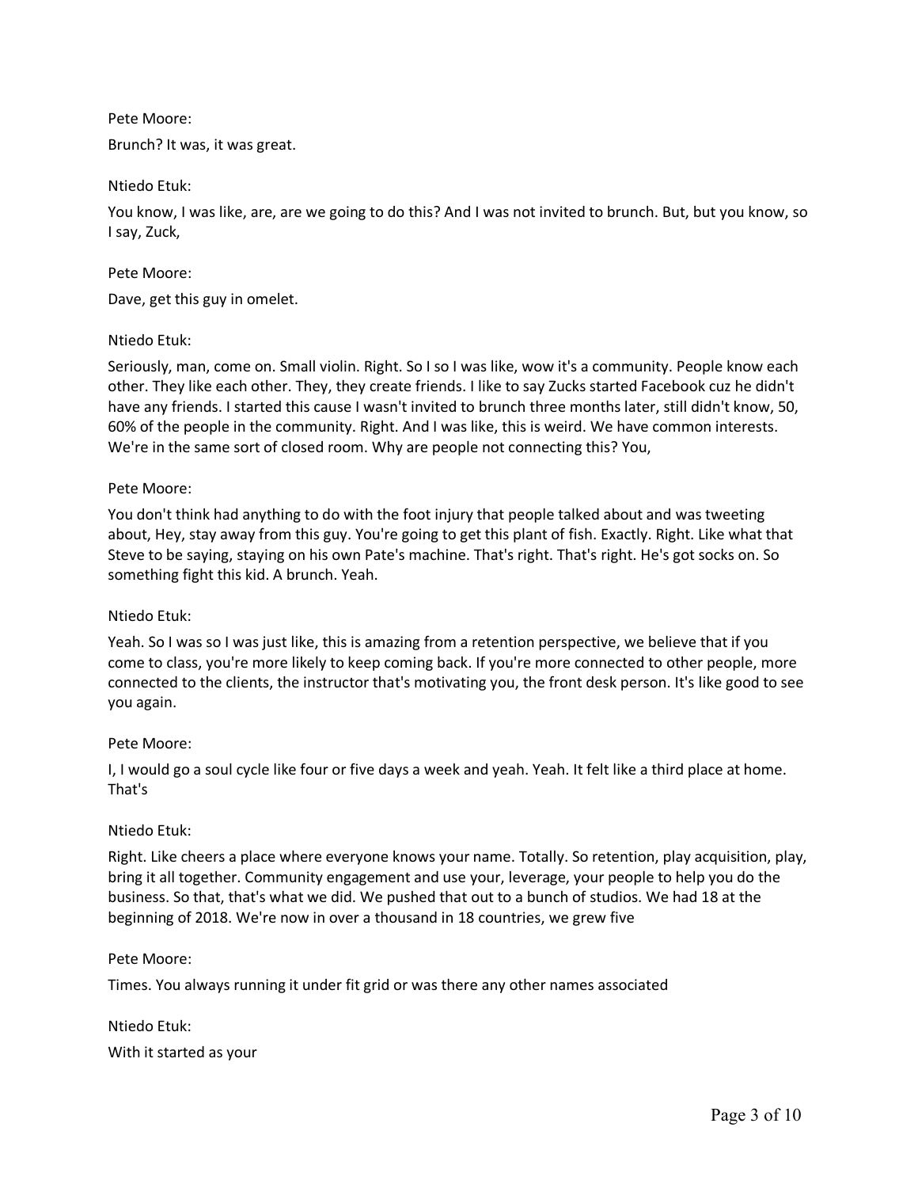Pete Moore:

Brunch? It was, it was great.

Ntiedo Etuk:

You know, I was like, are, are we going to do this? And I was not invited to brunch. But, but you know, so I say, Zuck,

Pete Moore:

Dave, get this guy in omelet.

Ntiedo Etuk:

Seriously, man, come on. Small violin. Right. So I so I was like, wow it's a community. People know each other. They like each other. They, they create friends. I like to say Zucks started Facebook cuz he didn't have any friends. I started this cause I wasn't invited to brunch three months later, still didn't know, 50, 60% of the people in the community. Right. And I was like, this is weird. We have common interests. We're in the same sort of closed room. Why are people not connecting this? You,

Pete Moore:

You don't think had anything to do with the foot injury that people talked about and was tweeting about, Hey, stay away from this guy. You're going to get this plant of fish. Exactly. Right. Like what that Steve to be saying, staying on his own Pate's machine. That's right. That's right. He's got socks on. So something fight this kid. A brunch. Yeah.

Ntiedo Etuk:

Yeah. So I was so I was just like, this is amazing from a retention perspective, we believe that if you come to class, you're more likely to keep coming back. If you're more connected to other people, more connected to the clients, the instructor that's motivating you, the front desk person. It's like good to see you again.

Pete Moore:

I, I would go a soul cycle like four or five days a week and yeah. Yeah. It felt like a third place at home. That's

Ntiedo Etuk:

Right. Like cheers a place where everyone knows your name. Totally. So retention, play acquisition, play, bring it all together. Community engagement and use your, leverage, your people to help you do the business. So that, that's what we did. We pushed that out to a bunch of studios. We had 18 at the beginning of 2018. We're now in over a thousand in 18 countries, we grew five

Pete Moore:

Times. You always running it under fit grid or was there any other names associated

Ntiedo Etuk:

With it started as your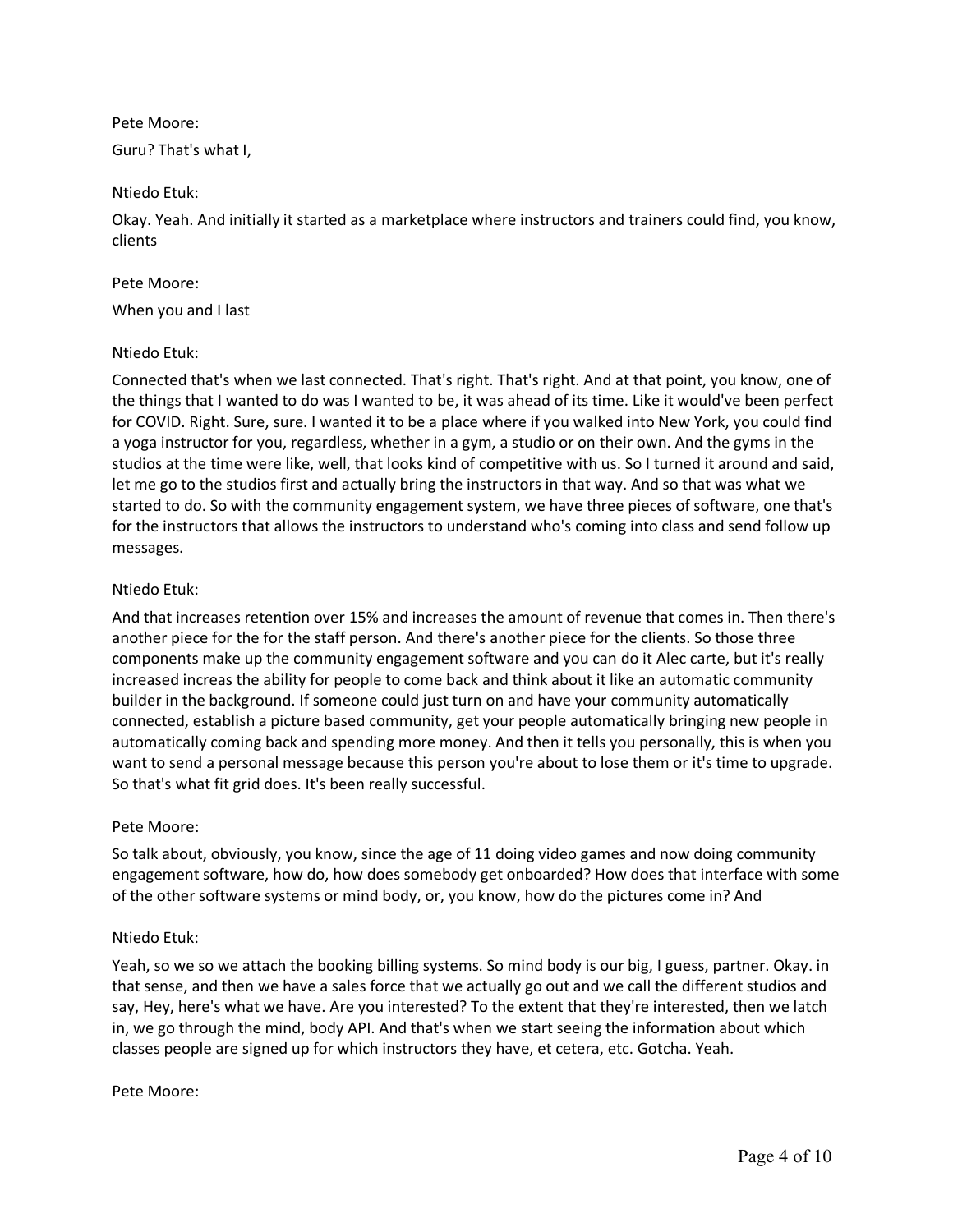Pete Moore:

Guru? That's what I,

Ntiedo Etuk:

Okay. Yeah. And initially it started as a marketplace where instructors and trainers could find, you know, clients

Pete Moore:

When you and I last

Ntiedo Etuk:

Connected that's when we last connected. That's right. That's right. And at that point, you know, one of the things that I wanted to do was I wanted to be, it was ahead of its time. Like it would've been perfect for COVID. Right. Sure, sure. I wanted it to be a place where if you walked into New York, you could find a yoga instructor for you, regardless, whether in a gym, a studio or on their own. And the gyms in the studios at the time were like, well, that looks kind of competitive with us. So I turned it around and said, let me go to the studios first and actually bring the instructors in that way. And so that was what we started to do. So with the community engagement system, we have three pieces of software, one that's for the instructors that allows the instructors to understand who's coming into class and send follow up messages.

Ntiedo Etuk:

And that increases retention over 15% and increases the amount of revenue that comes in. Then there's another piece for the for the staff person. And there's another piece for the clients. So those three components make up the community engagement software and you can do it Alec carte, but it's really increased increas the ability for people to come back and think about it like an automatic community builder in the background. If someone could just turn on and have your community automatically connected, establish a picture based community, get your people automatically bringing new people in automatically coming back and spending more money. And then it tells you personally, this is when you want to send a personal message because this person you're about to lose them or it's time to upgrade. So that's what fit grid does. It's been really successful.

Pete Moore:

So talk about, obviously, you know, since the age of 11 doing video games and now doing community engagement software, how do, how does somebody get onboarded? How does that interface with some of the other software systems or mind body, or, you know, how do the pictures come in? And

Ntiedo Etuk:

Yeah, so we so we attach the booking billing systems. So mind body is our big, I guess, partner. Okay. in that sense, and then we have a sales force that we actually go out and we call the different studios and say, Hey, here's what we have. Are you interested? To the extent that they're interested, then we latch in, we go through the mind, body API. And that's when we start seeing the information about which classes people are signed up for which instructors they have, et cetera, etc. Gotcha. Yeah.

Pete Moore: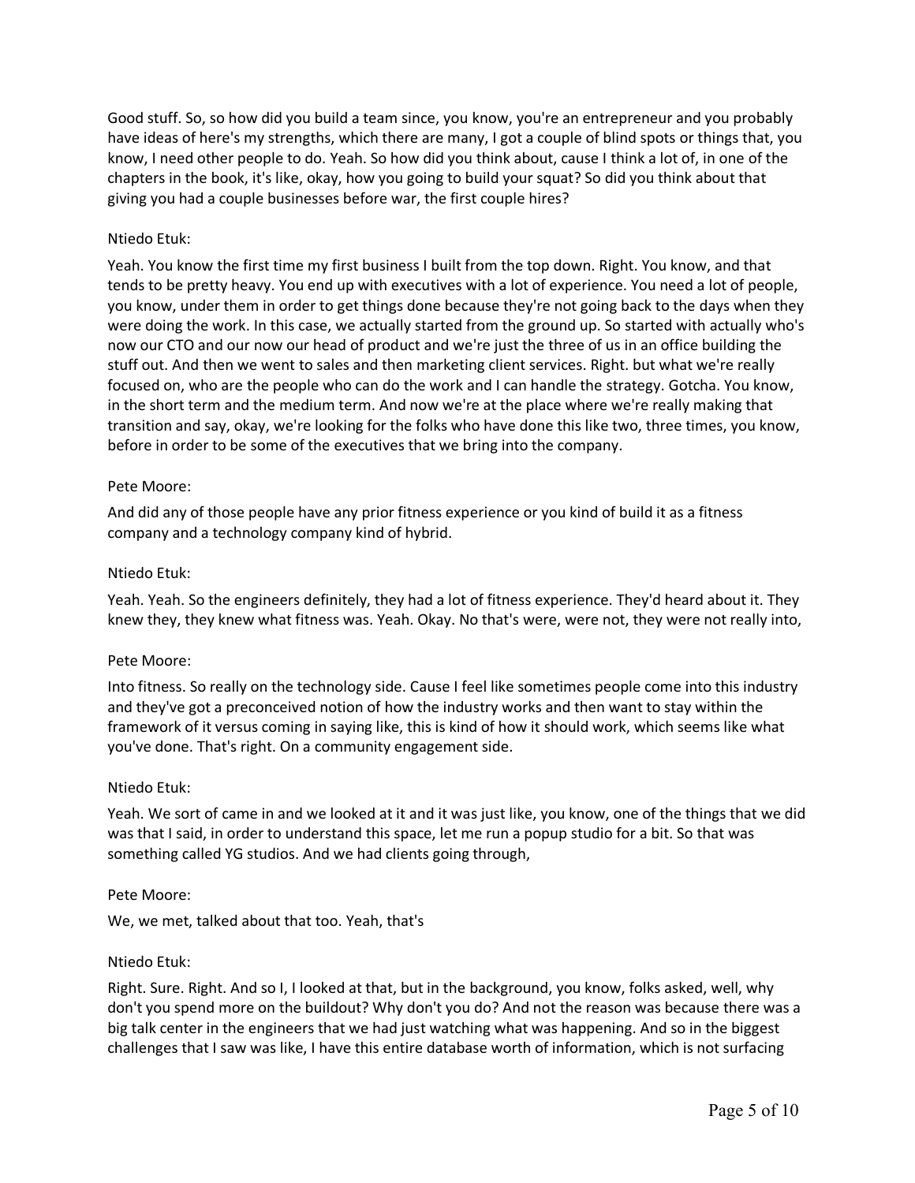Good stuff. So, so how did you build a team since, you know, you're an entrepreneur and you probably have ideas of here's my strengths, which there are many, I got a couple of blind spots or things that, you know, I need other people to do. Yeah. So how did you think about, cause I think a lot of, in one of the chapters in the book, it's like, okay, how you going to build your squat? So did you think about that giving you had a couple businesses before war, the first couple hires?

Ntiedo Etuk:

Yeah. You know the first time my first business I built from the top down. Right. You know, and that tends to be pretty heavy. You end up with executives with a lot of experience. You need a lot of people, you know, under them in order to get things done because they're not going back to the days when they were doing the work. In this case, we actually started from the ground up. So started with actually who's now our CTO and our now our head of product and we're just the three of us in an office building the stuff out. And then we went to sales and then marketing client services. Right. but what we're really focused on, who are the people who can do the work and I can handle the strategy. Gotcha. You know, in the short term and the medium term. And now we're at the place where we're really making that transition and say, okay, we're looking for the folks who have done this like two, three times, you know, before in order to be some of the executives that we bring into the company.

Pete Moore:

And did any of those people have any prior fitness experience or you kind of build it as a fitness company and a technology company kind of hybrid.

Ntiedo Etuk:

Yeah. Yeah. So the engineers definitely, they had a lot of fitness experience. They'd heard about it. They knew they, they knew what fitness was. Yeah. Okay. No that's were, were not, they were not really into,

Pete Moore:

Into fitness. So really on the technology side. Cause I feel like sometimes people come into this industry and they've got a preconceived notion of how the industry works and then want to stay within the framework of it versus coming in saying like, this is kind of how it should work, which seems like what you've done. That's right. On a community engagement side.

Ntiedo Etuk:

Yeah. We sort of came in and we looked at it and it was just like, you know, one of the things that we did was that I said, in order to understand this space, let me run a popup studio for a bit. So that was something called YG studios. And we had clients going through,

Pete Moore:

We, we met, talked about that too. Yeah, that's

Ntiedo Etuk:

Right. Sure. Right. And so I, I looked at that, but in the background, you know, folks asked, well, why don't you spend more on the buildout? Why don't you do? And not the reason was because there was a big talk center in the engineers that we had just watching what was happening. And so in the biggest challenges that I saw was like, I have this entire database worth of information, which is not surfacing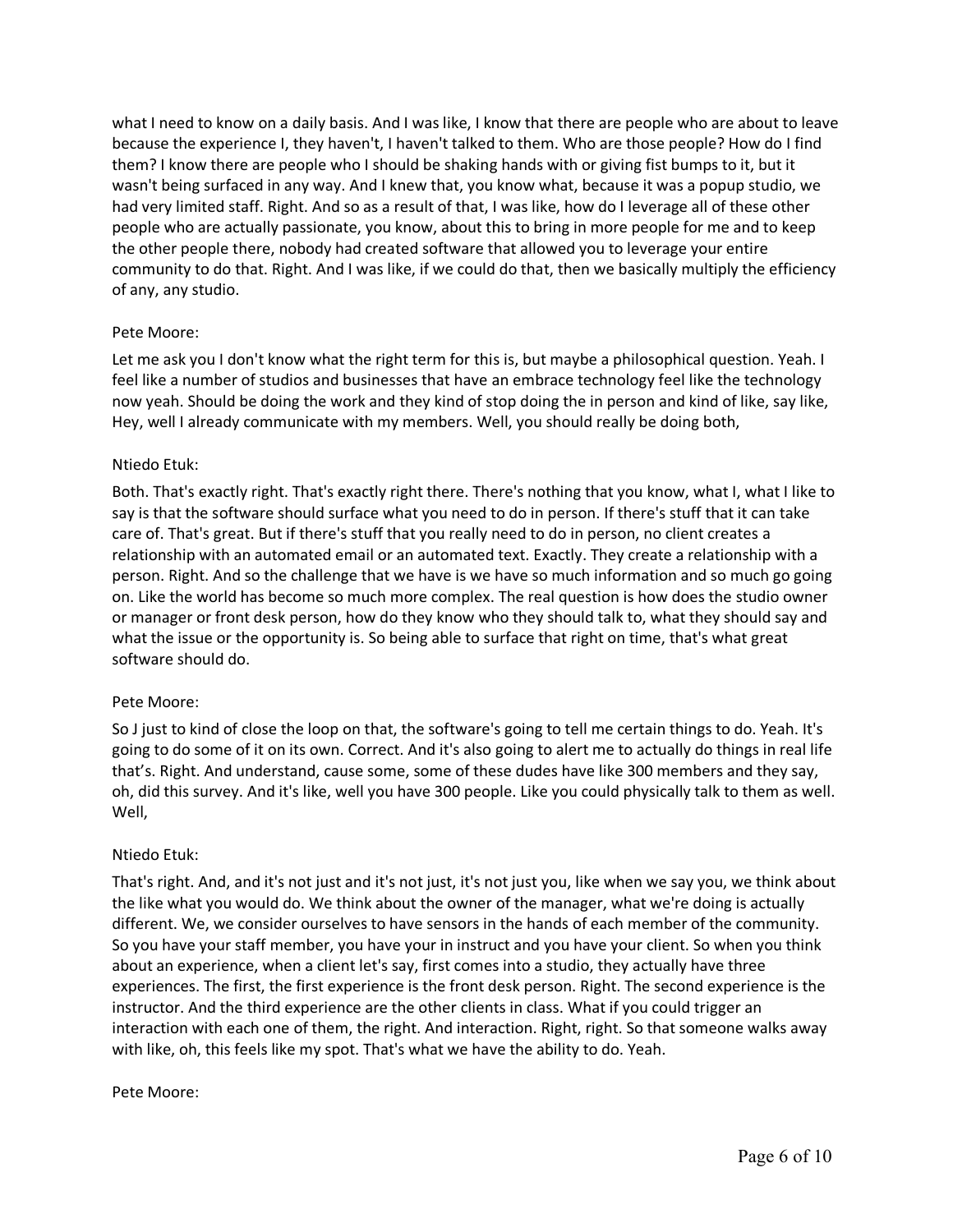what I need to know on a daily basis. And I was like, I know that there are people who are about to leave because the experience I, they haven't, I haven't talked to them. Who are those people? How do I find them? I know there are people who I should be shaking hands with or giving fist bumps to it, but it wasn't being surfaced in any way. And I knew that, you know what, because it was a popup studio, we had very limited staff. Right. And so as a result of that, I was like, how do I leverage all of these other people who are actually passionate, you know, about this to bring in more people for me and to keep the other people there, nobody had created software that allowed you to leverage your entire community to do that. Right. And I was like, if we could do that, then we basically multiply the efficiency of any, any studio.

Pete Moore:

Let me ask you I don't know what the right term for this is, but maybe a philosophical question. Yeah. I feel like a number of studios and businesses that have an embrace technology feel like the technology now yeah. Should be doing the work and they kind of stop doing the in person and kind of like, say like, Hey, well I already communicate with my members. Well, you should really be doing both,

Ntiedo Etuk:

Both. That's exactly right. That's exactly right there. There's nothing that you know, what I, what I like to say is that the software should surface what you need to do in person. If there's stuff that it can take care of. That's great. But if there's stuff that you really need to do in person, no client creates a relationship with an automated email or an automated text. Exactly. They create a relationship with a person. Right. And so the challenge that we have is we have so much information and so much go going on. Like the world has become so much more complex. The real question is how does the studio owner or manager or front desk person, how do they know who they should talk to, what they should say and what the issue or the opportunity is. So being able to surface that right on time, that's what great software should do.

Pete Moore:

So J just to kind of close the loop on that, the software's going to tell me certain things to do. Yeah. It's going to do some of it on its own. Correct. And it's also going to alert me to actually do things in real life that's. Right. And understand, cause some, some of these dudes have like 300 members and they say, oh, did this survey. And it's like, well you have 300 people. Like you could physically talk to them as well. Well,

Ntiedo Etuk:

That's right. And, and it's not just and it's not just, it's not just you, like when we say you, we think about the like what you would do. We think about the owner of the manager, what we're doing is actually different. We, we consider ourselves to have sensors in the hands of each member of the community. So you have your staff member, you have your in instruct and you have your client. So when you think about an experience, when a client let's say, first comes into a studio, they actually have three experiences. The first, the first experience is the front desk person. Right. The second experience is the instructor. And the third experience are the other clients in class. What if you could trigger an interaction with each one of them, the right. And interaction. Right, right. So that someone walks away with like, oh, this feels like my spot. That's what we have the ability to do. Yeah.

Pete Moore: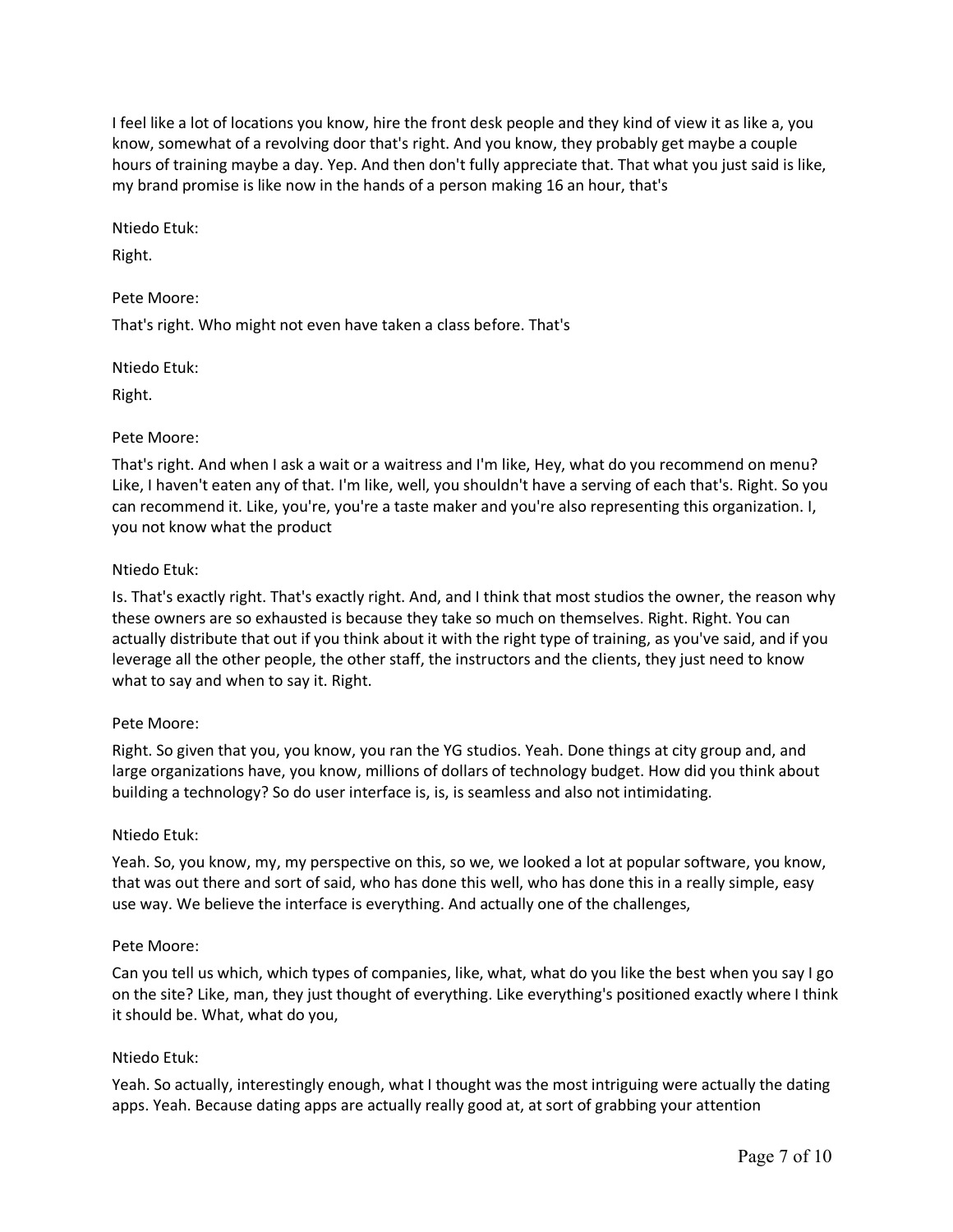I feel like a lot of locations you know, hire the front desk people and they kind of view it as like a, you know, somewhat of a revolving door that's right. And you know, they probably get maybe a couple hours of training maybe a day. Yep. And then don't fully appreciate that. That what you just said is like, my brand promise is like now in the hands of a person making 16 an hour, that's

Ntiedo Etuk:

Right.

Pete Moore:

That's right. Who might not even have taken a class before. That's

Ntiedo Etuk:

Right.

Pete Moore:

That's right. And when I ask a wait or a waitress and I'm like, Hey, what do you recommend on menu? Like, I haven't eaten any of that. I'm like, well, you shouldn't have a serving of each that's. Right. So you can recommend it. Like, you're, you're a taste maker and you're also representing this organization. I, you not know what the product

Ntiedo Etuk:

Is. That's exactly right. That's exactly right. And, and I think that most studios the owner, the reason why these owners are so exhausted is because they take so much on themselves. Right. Right. You can actually distribute that out if you think about it with the right type of training, as you've said, and if you leverage all the other people, the other staff, the instructors and the clients, they just need to know what to say and when to say it. Right.

Pete Moore:

Right. So given that you, you know, you ran the YG studios. Yeah. Done things at city group and, and large organizations have, you know, millions of dollars of technology budget. How did you think about building a technology? So do user interface is, is, is seamless and also not intimidating.

Ntiedo Etuk:

Yeah. So, you know, my, my perspective on this, so we, we looked a lot at popular software, you know, that was out there and sort of said, who has done this well, who has done this in a really simple, easy use way. We believe the interface is everything. And actually one of the challenges,

Pete Moore:

Can you tell us which, which types of companies, like, what, what do you like the best when you say I go on the site? Like, man, they just thought of everything. Like everything's positioned exactly where I think it should be. What, what do you,

Ntiedo Etuk:

Yeah. So actually, interestingly enough, what I thought was the most intriguing were actually the dating apps. Yeah. Because dating apps are actually really good at, at sort of grabbing your attention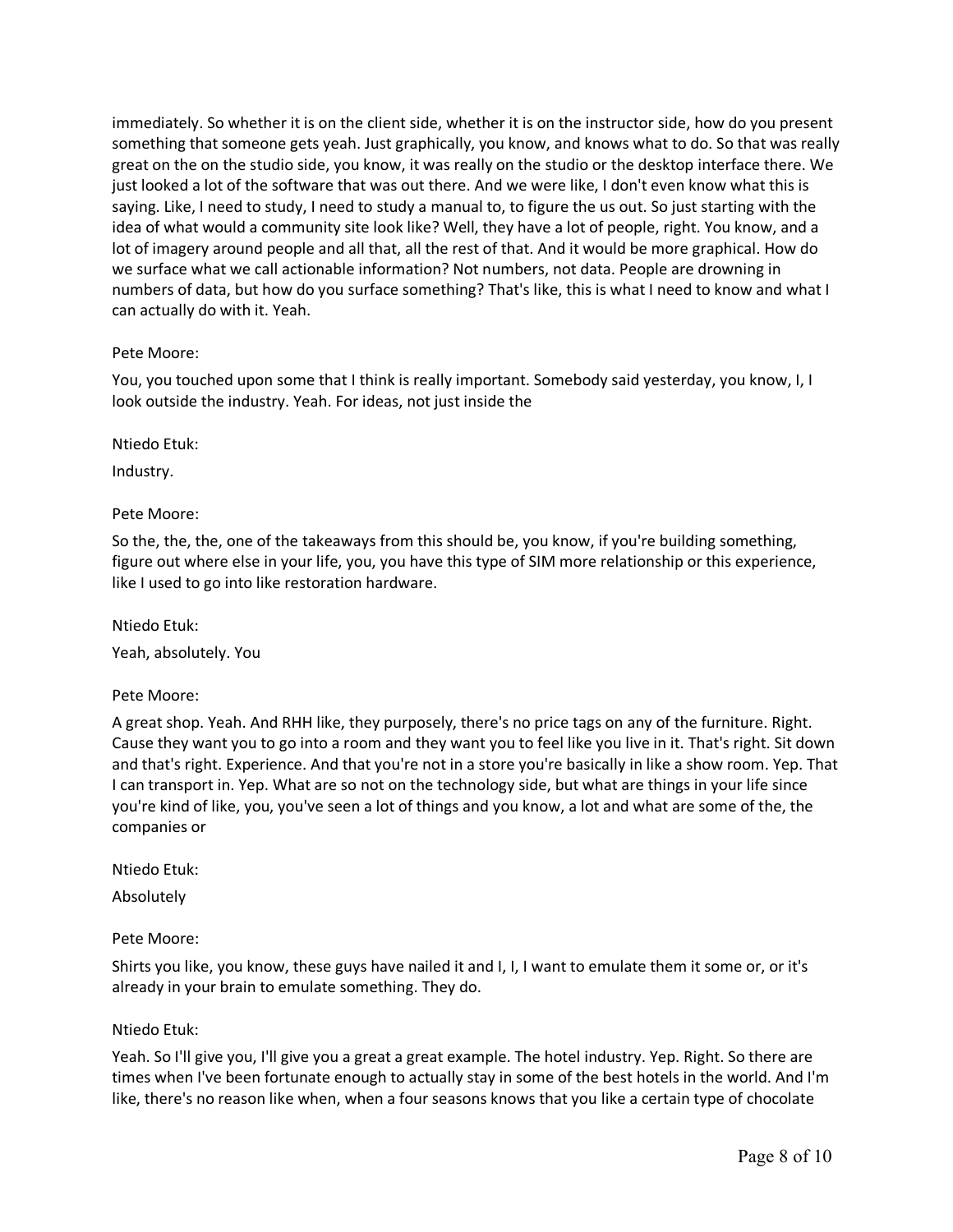immediately. So whether it is on the client side, whether it is on the instructor side, how do you present something that someone gets yeah. Just graphically, you know, and knows what to do. So that was really great on the on the studio side, you know, it was really on the studio or the desktop interface there. We just looked a lot of the software that was out there. And we were like, I don't even know what this is saying. Like, I need to study, I need to study a manual to, to figure the us out. So just starting with the idea of what would a community site look like? Well, they have a lot of people, right. You know, and a lot of imagery around people and all that, all the rest of that. And it would be more graphical. How do we surface what we call actionable information? Not numbers, not data. People are drowning in numbers of data, but how do you surface something? That's like, this is what I need to know and what I can actually do with it. Yeah.

Pete Moore:

You, you touched upon some that I think is really important. Somebody said yesterday, you know, I, I look outside the industry. Yeah. For ideas, not just inside the

Ntiedo Etuk:

Industry.

Pete Moore:

So the, the, the, one of the takeaways from this should be, you know, if you're building something, figure out where else in your life, you, you have this type of SIM more relationship or this experience, like I used to go into like restoration hardware.

Ntiedo Etuk:

Yeah, absolutely. You

Pete Moore:

A great shop. Yeah. And RHH like, they purposely, there's no price tags on any of the furniture. Right. Cause they want you to go into a room and they want you to feel like you live in it. That's right. Sit down and that's right. Experience. And that you're not in a store you're basically in like a show room. Yep. That I can transport in. Yep. What are so not on the technology side, but what are things in your life since you're kind of like, you, you've seen a lot of things and you know, a lot and what are some of the, the companies or

Ntiedo Etuk:

Absolutely

Pete Moore:

Shirts you like, you know, these guys have nailed it and I, I, I want to emulate them it some or, or it's already in your brain to emulate something. They do.

Ntiedo Etuk:

Yeah. So I'll give you, I'll give you a great a great example. The hotel industry. Yep. Right. So there are times when I've been fortunate enough to actually stay in some of the best hotels in the world. And I'm like, there's no reason like when, when a four seasons knows that you like a certain type of chocolate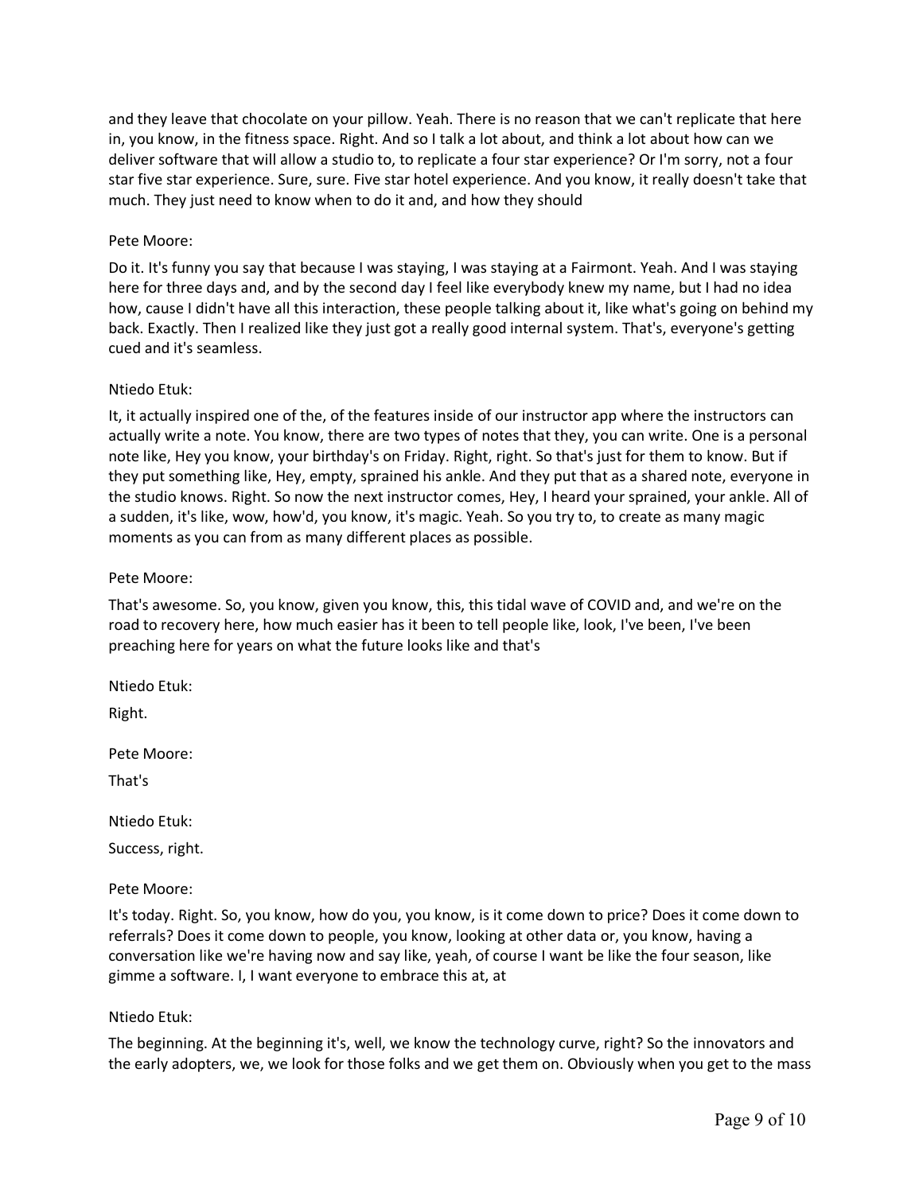and they leave that chocolate on your pillow. Yeah. There is no reason that we can't replicate that here in, you know, in the fitness space. Right. And so I talk a lot about, and think a lot about how can we deliver software that will allow a studio to, to replicate a four star experience? Or I'm sorry, not a four star five star experience. Sure, sure. Five star hotel experience. And you know, it really doesn't take that much. They just need to know when to do it and, and how they should

Pete Moore:

Do it. It's funny you say that because I was staying, I was staying at a Fairmont. Yeah. And I was staying here for three days and, and by the second day I feel like everybody knew my name, but I had no idea how, cause I didn't have all this interaction, these people talking about it, like what's going on behind my back. Exactly. Then I realized like they just got a really good internal system. That's, everyone's getting cued and it's seamless.

Ntiedo Etuk:

It, it actually inspired one of the, of the features inside of our instructor app where the instructors can actually write a note. You know, there are two types of notes that they, you can write. One is a personal note like, Hey you know, your birthday's on Friday. Right, right. So that's just for them to know. But if they put something like, Hey, empty, sprained his ankle. And they put that as a shared note, everyone in the studio knows. Right. So now the next instructor comes, Hey, I heard your sprained, your ankle. All of a sudden, it's like, wow, how'd, you know, it's magic. Yeah. So you try to, to create as many magic moments as you can from as many different places as possible.

Pete Moore:

That's awesome. So, you know, given you know, this, this tidal wave of COVID and, and we're on the road to recovery here, how much easier has it been to tell people like, look, I've been, I've been preaching here for years on what the future looks like and that's

Ntiedo Etuk:

Right.

Pete Moore:

That's

Ntiedo Etuk:

Success, right.

Pete Moore:

It's today. Right. So, you know, how do you, you know, is it come down to price? Does it come down to referrals? Does it come down to people, you know, looking at other data or, you know, having a conversation like we're having now and say like, yeah, of course I want be like the four season, like gimme a software. I, I want everyone to embrace this at, at

Ntiedo Etuk:

The beginning. At the beginning it's, well, we know the technology curve, right? So the innovators and the early adopters, we, we look for those folks and we get them on. Obviously when you get to the mass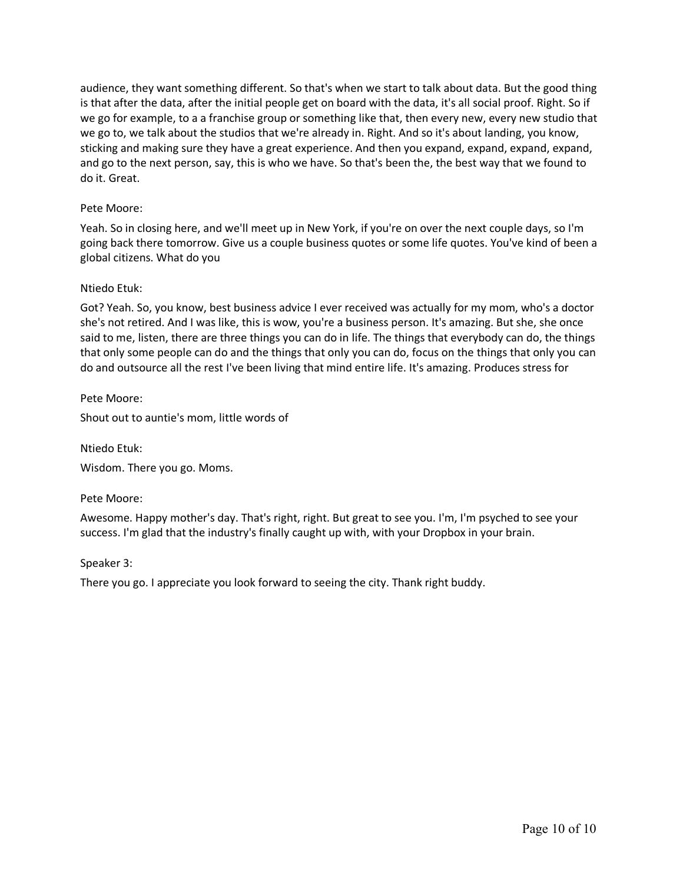audience, they want something different. So that's when we start to talk about data. But the good thing is that after the data, after the initial people get on board with the data, it's all social proof. Right. So if we go for example, to a a franchise group or something like that, then every new, every new studio that we go to, we talk about the studios that we're already in. Right. And so it's about landing, you know, sticking and making sure they have a great experience. And then you expand, expand, expand, expand, and go to the next person, say, this is who we have. So that's been the, the best way that we found to do it. Great.

Pete Moore:

Yeah. So in closing here, and we'll meet up in New York, if you're on over the next couple days, so I'm going back there tomorrow. Give us a couple business quotes or some life quotes. You've kind of been a global citizens. What do you

Ntiedo Etuk:

Got? Yeah. So, you know, best business advice I ever received was actually for my mom, who's a doctor she's not retired. And I was like, this is wow, you're a business person. It's amazing. But she, she once said to me, listen, there are three things you can do in life. The things that everybody can do, the things that only some people can do and the things that only you can do, focus on the things that only you can do and outsource all the rest I've been living that mind entire life. It's amazing. Produces stress for

Pete Moore:

Shout out to auntie's mom, little words of

Ntiedo Etuk:

Wisdom. There you go. Moms.

Pete Moore:

Awesome. Happy mother's day. That's right, right. But great to see you. I'm, I'm psyched to see your success. I'm glad that the industry's finally caught up with, with your Dropbox in your brain.

Speaker 3:

There you go. I appreciate you look forward to seeing the city. Thank right buddy.